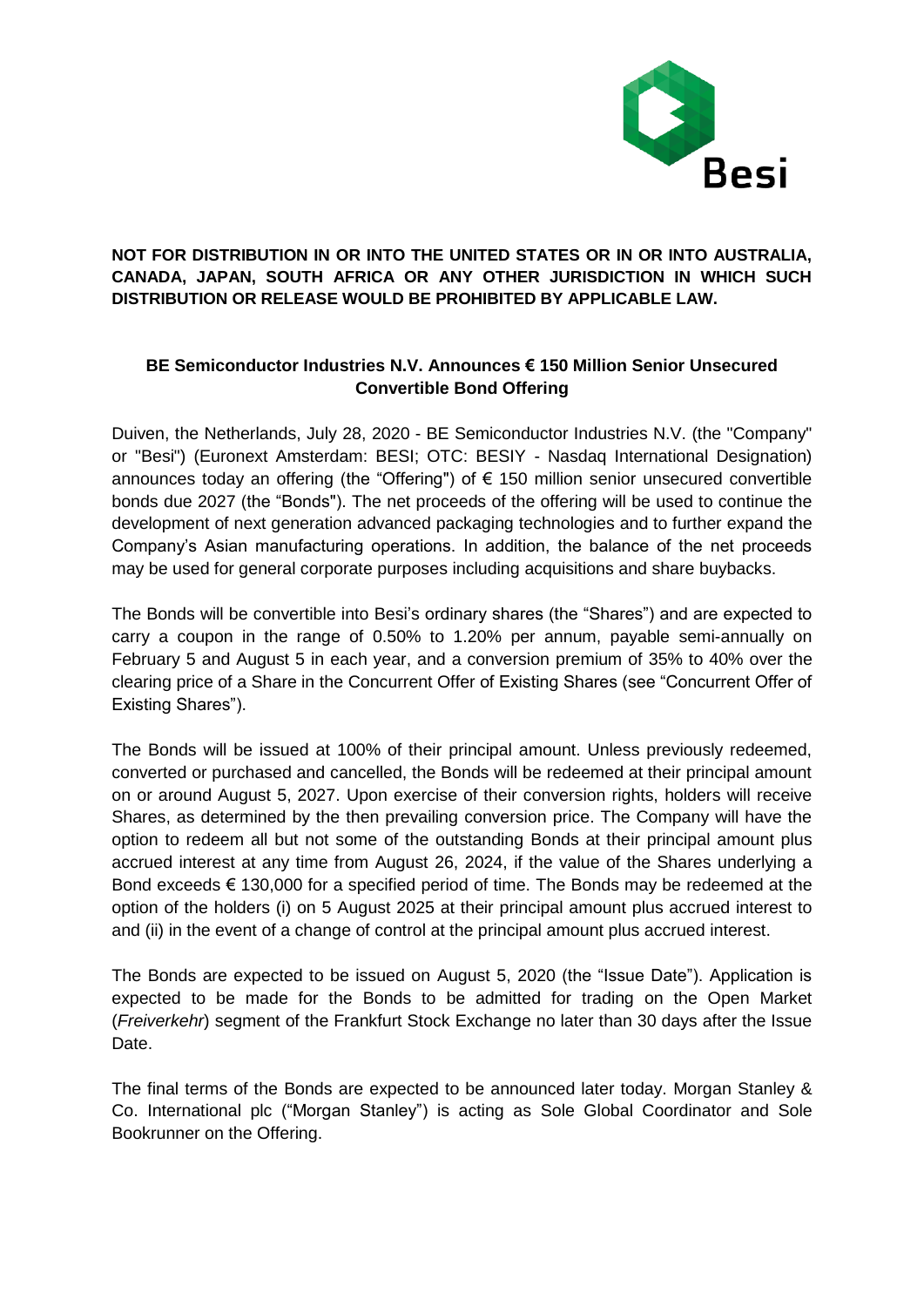**NOT FOR DISTRIBUTION IN OR INTO THE UNITED STATES OR IN OR INTO AUSTRALIA, CANADA, JAPAN, SOUTH AFRICA OR ANY OTHER JURISDICTION IN WHICH SUCH DISTRIBUTION OR RELEASE WOULD BE PROHIBITED BY APPLICABLE LAW.**

# BE Semiconductor Industries N.V. Announces € 150 Million Senior Unsecured Convertible Bond Offering

Duiven, the Netherlands, July 28, 2020 - BE Semiconductor Industries N.V. (the "Company" or "Besi") (Euronext Amsterdam: BESI; OTC: BESIY - Nasdaq International Designation) announces today an offering (the "Offering") of € 150 million senior unsecured convertible bonds due 2027 (the "Bonds"). The net proceeds of the offering will be used to continue the development of next generation advanced packaging technologies and to further expand the Company's Asian manufacturing operations. In addition, the balance of the net proceeds may be used for general corporate purposes including acquisitions and share buybacks.

The Bonds will be convertible into Besi's ordinary shares (the "Shares") and are expected to carry a coupon in the range of 0.50% to 1.20% per annum, payable semi-annually on February 5 and August 5 in each year, and a conversion premium of 35% to 40% over the clearing price of a Share in the Concurrent Offer of Existing Shares (see "Concurrent Offer of Existing Shares").

The Bonds will be issued at 100% of their principal amount. Unless previously redeemed, converted or purchased and cancelled, the Bonds will be redeemed at their principal amount on or around August 5, 2027. Upon exercise of their conversion rights, holders will receive Shares, as determined by the then prevailing conversion price. The Company will have the option to redeem all but not some of the outstanding Bonds at their principal amount plus accrued interest at any time from August 26, 2024, if the value of the Shares underlying a Bond exceeds € 130,000 for a specified period of time. The Bonds may be redeemed at the option of the holders (i) on 5 August 2025 at their principal amount plus accrued interest to and (ii) in the event of a change of control at the principal amount plus accrued interest.

The Bonds are expected to be issued on August 5, 2020 (the "Issue Date"). Application is expected to be made for the Bonds to be admitted for trading on the Open Market (*Freiverkehr*) segment of the Frankfurt Stock Exchange no later than 30 days after the Issue Date.

The final terms of the Bonds are expected to be announced later today. Morgan Stanley & Co. International plc ("Morgan Stanley") is acting as Sole Global Coordinator and Sole Bookrunner on the Offering.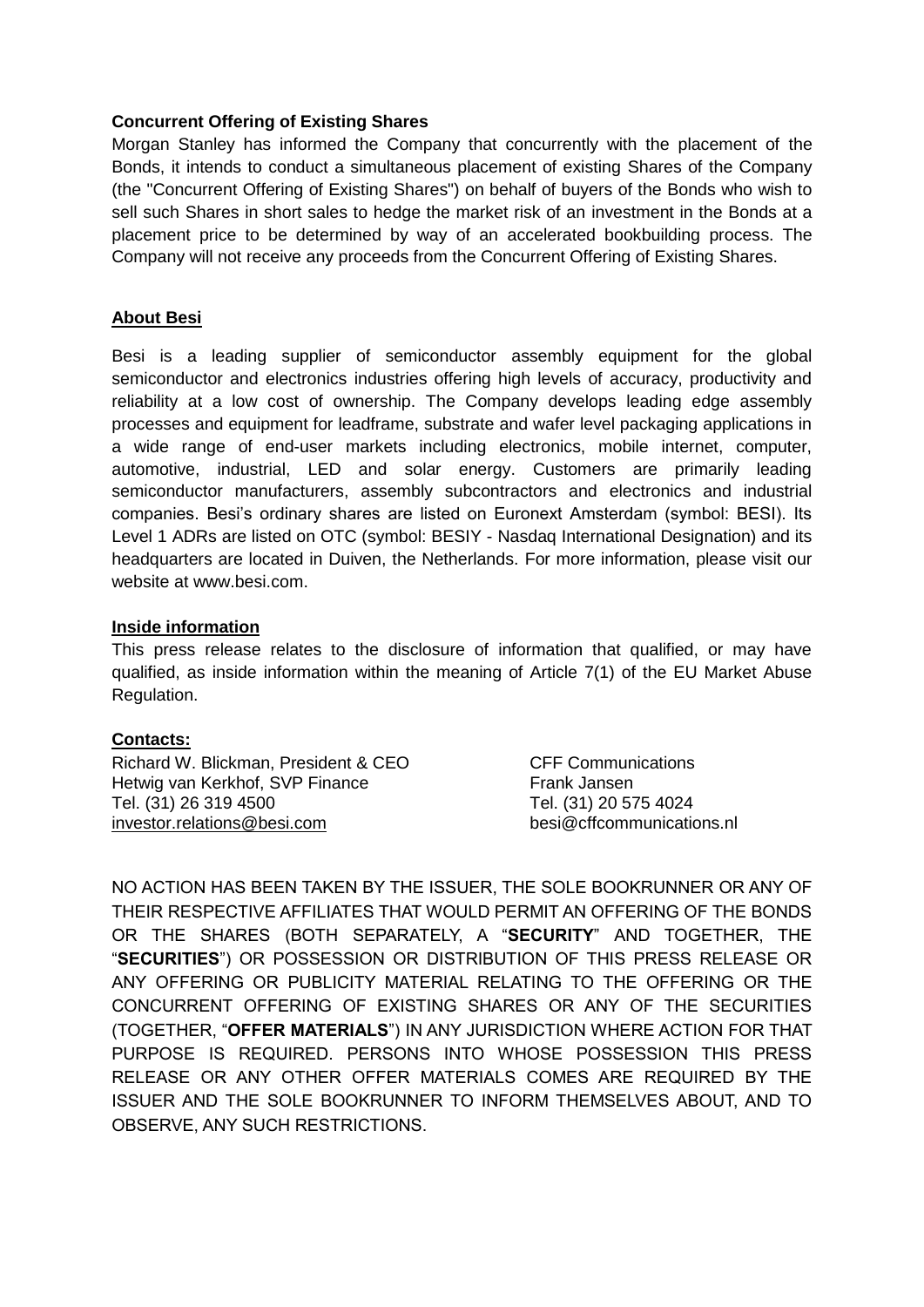**Concurrent Offering of Existing Shares**

Morgan Stanley has informed the Company that concurrently with the placement of the Bonds, it intends to conduct a simultaneous placement of existing Shares of the Company (the "Concurrent Offering of Existing Shares") on behalf of buyers of the Bonds who wish to sell such Shares in short sales to hedge the market risk of an investment in the Bonds at a placement price to be determined by way of an accelerated bookbuilding process. The Company will not receive any proceeds from the Concurrent Offering of Existing Shares.

**About Besi**

Besi is a leading supplier of semiconductor assembly equipment for the global semiconductor and electronics industries offering high levels of accuracy, productivity and reliability at a low cost of ownership. The Company develops leading edge assembly processes and equipment for leadframe, substrate and wafer level packaging applications in a wide range of end-user markets including electronics, mobile internet, computer, automotive, industrial, LED and solar energy. Customers are primarily leading semiconductor manufacturers, assembly subcontractors and electronics and industrial companies. Besi's ordinary shares are listed on Euronext Amsterdam (symbol: BESI). Its Level 1 ADRs are listed on OTC (symbol: BESIY - Nasdaq International Designation) and its headquarters are located in Duiven, the Netherlands. For more information, please visit our website at www.besi.com.

**Inside information**

This press release relates to the disclosure of information that qualified, or may have qualified, as inside information within the meaning of Article 7(1) of the EU Market Abuse Regulation.

**Contacts:**

Richard W. Blickman, President & CEO
Hetwig van Kerkhof, SVP Finance
Tel. (31) 26 319 4500
investor.relations@besi.com

CFF Communications
Frank Jansen
Tel. (31) 20 575 4024
besi@cffcommunications.nl

NO ACTION HAS BEEN TAKEN BY THE ISSUER, THE SOLE BOOKRUNNER OR ANY OF THEIR RESPECTIVE AFFILIATES THAT WOULD PERMIT AN OFFERING OF THE BONDS OR THE SHARES (BOTH SEPARATELY, A "**SECURITY**" AND TOGETHER, THE "**SECURITIES**") OR POSSESSION OR DISTRIBUTION OF THIS PRESS RELEASE OR ANY OFFERING OR PUBLICITY MATERIAL RELATING TO THE OFFERING OR THE CONCURRENT OFFERING OF EXISTING SHARES OR ANY OF THE SECURITIES (TOGETHER, "**OFFER MATERIALS**") IN ANY JURISDICTION WHERE ACTION FOR THAT PURPOSE IS REQUIRED. PERSONS INTO WHOSE POSSESSION THIS PRESS RELEASE OR ANY OTHER OFFER MATERIALS COMES ARE REQUIRED BY THE ISSUER AND THE SOLE BOOKRUNNER TO INFORM THEMSELVES ABOUT, AND TO OBSERVE, ANY SUCH RESTRICTIONS.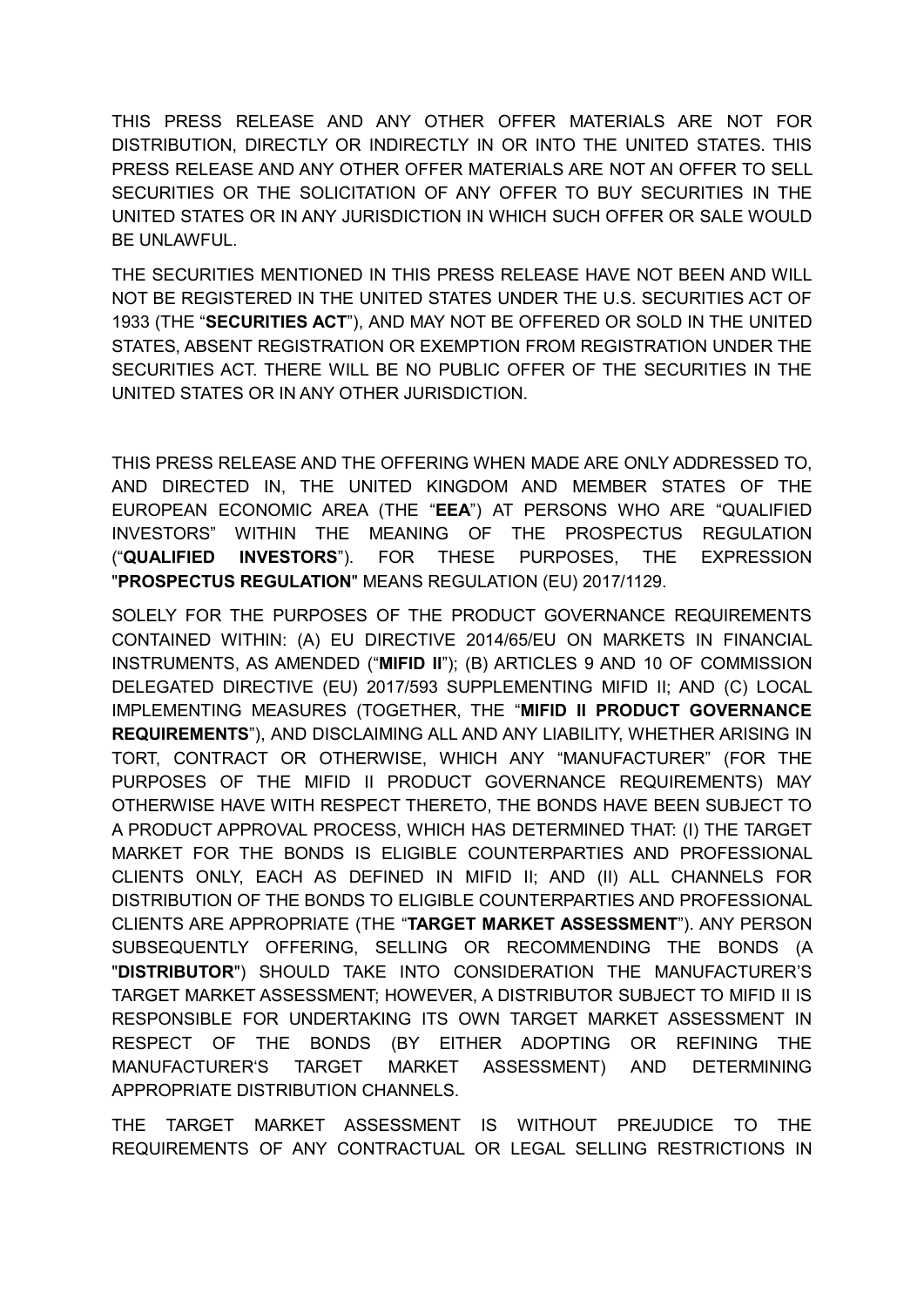THIS PRESS RELEASE AND ANY OTHER OFFER MATERIALS ARE NOT FOR DISTRIBUTION, DIRECTLY OR INDIRECTLY IN OR INTO THE UNITED STATES. THIS PRESS RELEASE AND ANY OTHER OFFER MATERIALS ARE NOT AN OFFER TO SELL SECURITIES OR THE SOLICITATION OF ANY OFFER TO BUY SECURITIES IN THE UNITED STATES OR IN ANY JURISDICTION IN WHICH SUCH OFFER OR SALE WOULD BE UNLAWFUL.

THE SECURITIES MENTIONED IN THIS PRESS RELEASE HAVE NOT BEEN AND WILL NOT BE REGISTERED IN THE UNITED STATES UNDER THE U.S. SECURITIES ACT OF 1933 (THE "**SECURITIES ACT**"), AND MAY NOT BE OFFERED OR SOLD IN THE UNITED STATES, ABSENT REGISTRATION OR EXEMPTION FROM REGISTRATION UNDER THE SECURITIES ACT. THERE WILL BE NO PUBLIC OFFER OF THE SECURITIES IN THE UNITED STATES OR IN ANY OTHER JURISDICTION.

THIS PRESS RELEASE AND THE OFFERING WHEN MADE ARE ONLY ADDRESSED TO, AND DIRECTED IN, THE UNITED KINGDOM AND MEMBER STATES OF THE EUROPEAN ECONOMIC AREA (THE "**EEA**") AT PERSONS WHO ARE "QUALIFIED INVESTORS" WITHIN THE MEANING OF THE PROSPECTUS REGULATION ("**QUALIFIED INVESTORS**"). FOR THESE PURPOSES, THE EXPRESSION "**PROSPECTUS REGULATION**" MEANS REGULATION (EU) 2017/1129.

SOLELY FOR THE PURPOSES OF THE PRODUCT GOVERNANCE REQUIREMENTS CONTAINED WITHIN: (A) EU DIRECTIVE 2014/65/EU ON MARKETS IN FINANCIAL INSTRUMENTS, AS AMENDED ("**MIFID II**"); (B) ARTICLES 9 AND 10 OF COMMISSION DELEGATED DIRECTIVE (EU) 2017/593 SUPPLEMENTING MIFID II; AND (C) LOCAL IMPLEMENTING MEASURES (TOGETHER, THE "**MIFID II PRODUCT GOVERNANCE REQUIREMENTS**"), AND DISCLAIMING ALL AND ANY LIABILITY, WHETHER ARISING IN TORT, CONTRACT OR OTHERWISE, WHICH ANY "MANUFACTURER" (FOR THE PURPOSES OF THE MIFID II PRODUCT GOVERNANCE REQUIREMENTS) MAY OTHERWISE HAVE WITH RESPECT THERETO, THE BONDS HAVE BEEN SUBJECT TO A PRODUCT APPROVAL PROCESS, WHICH HAS DETERMINED THAT: (I) THE TARGET MARKET FOR THE BONDS IS ELIGIBLE COUNTERPARTIES AND PROFESSIONAL CLIENTS ONLY, EACH AS DEFINED IN MIFID II; AND (II) ALL CHANNELS FOR DISTRIBUTION OF THE BONDS TO ELIGIBLE COUNTERPARTIES AND PROFESSIONAL CLIENTS ARE APPROPRIATE (THE "**TARGET MARKET ASSESSMENT**"). ANY PERSON SUBSEQUENTLY OFFERING, SELLING OR RECOMMENDING THE BONDS (A "**DISTRIBUTOR**") SHOULD TAKE INTO CONSIDERATION THE MANUFACTURER'S TARGET MARKET ASSESSMENT; HOWEVER, A DISTRIBUTOR SUBJECT TO MIFID II IS RESPONSIBLE FOR UNDERTAKING ITS OWN TARGET MARKET ASSESSMENT IN RESPECT OF THE BONDS (BY EITHER ADOPTING OR REFINING THE MANUFACTURER'S TARGET MARKET ASSESSMENT) AND DETERMINING APPROPRIATE DISTRIBUTION CHANNELS.

THE TARGET MARKET ASSESSMENT IS WITHOUT PREJUDICE TO THE REQUIREMENTS OF ANY CONTRACTUAL OR LEGAL SELLING RESTRICTIONS IN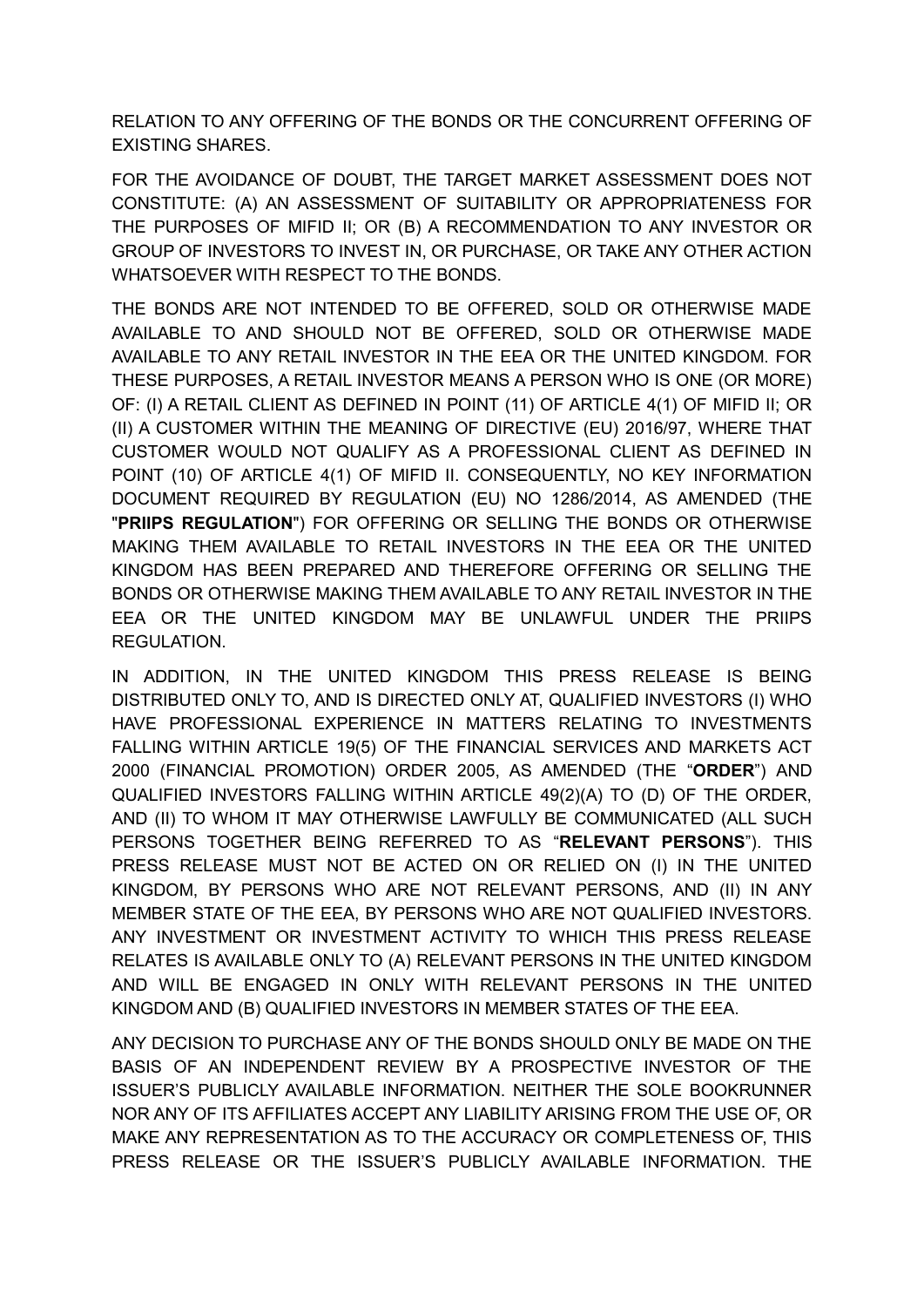RELATION TO ANY OFFERING OF THE BONDS OR THE CONCURRENT OFFERING OF EXISTING SHARES.

FOR THE AVOIDANCE OF DOUBT, THE TARGET MARKET ASSESSMENT DOES NOT CONSTITUTE: (A) AN ASSESSMENT OF SUITABILITY OR APPROPRIATENESS FOR THE PURPOSES OF MIFID II; OR (B) A RECOMMENDATION TO ANY INVESTOR OR GROUP OF INVESTORS TO INVEST IN, OR PURCHASE, OR TAKE ANY OTHER ACTION WHATSOEVER WITH RESPECT TO THE BONDS.

THE BONDS ARE NOT INTENDED TO BE OFFERED, SOLD OR OTHERWISE MADE AVAILABLE TO AND SHOULD NOT BE OFFERED, SOLD OR OTHERWISE MADE AVAILABLE TO ANY RETAIL INVESTOR IN THE EEA OR THE UNITED KINGDOM. FOR THESE PURPOSES, A RETAIL INVESTOR MEANS A PERSON WHO IS ONE (OR MORE) OF: (I) A RETAIL CLIENT AS DEFINED IN POINT (11) OF ARTICLE 4(1) OF MIFID II; OR (II) A CUSTOMER WITHIN THE MEANING OF DIRECTIVE (EU) 2016/97, WHERE THAT CUSTOMER WOULD NOT QUALIFY AS A PROFESSIONAL CLIENT AS DEFINED IN POINT (10) OF ARTICLE 4(1) OF MIFID II. CONSEQUENTLY, NO KEY INFORMATION DOCUMENT REQUIRED BY REGULATION (EU) NO 1286/2014, AS AMENDED (THE "**PRIIPS REGULATION**") FOR OFFERING OR SELLING THE BONDS OR OTHERWISE MAKING THEM AVAILABLE TO RETAIL INVESTORS IN THE EEA OR THE UNITED KINGDOM HAS BEEN PREPARED AND THEREFORE OFFERING OR SELLING THE BONDS OR OTHERWISE MAKING THEM AVAILABLE TO ANY RETAIL INVESTOR IN THE EEA OR THE UNITED KINGDOM MAY BE UNLAWFUL UNDER THE PRIIPS REGULATION.

IN ADDITION, IN THE UNITED KINGDOM THIS PRESS RELEASE IS BEING DISTRIBUTED ONLY TO, AND IS DIRECTED ONLY AT, QUALIFIED INVESTORS (I) WHO HAVE PROFESSIONAL EXPERIENCE IN MATTERS RELATING TO INVESTMENTS FALLING WITHIN ARTICLE 19(5) OF THE FINANCIAL SERVICES AND MARKETS ACT 2000 (FINANCIAL PROMOTION) ORDER 2005, AS AMENDED (THE "**ORDER**") AND QUALIFIED INVESTORS FALLING WITHIN ARTICLE 49(2)(A) TO (D) OF THE ORDER, AND (II) TO WHOM IT MAY OTHERWISE LAWFULLY BE COMMUNICATED (ALL SUCH PERSONS TOGETHER BEING REFERRED TO AS "**RELEVANT PERSONS**"). THIS PRESS RELEASE MUST NOT BE ACTED ON OR RELIED ON (I) IN THE UNITED KINGDOM, BY PERSONS WHO ARE NOT RELEVANT PERSONS, AND (II) IN ANY MEMBER STATE OF THE EEA, BY PERSONS WHO ARE NOT QUALIFIED INVESTORS. ANY INVESTMENT OR INVESTMENT ACTIVITY TO WHICH THIS PRESS RELEASE RELATES IS AVAILABLE ONLY TO (A) RELEVANT PERSONS IN THE UNITED KINGDOM AND WILL BE ENGAGED IN ONLY WITH RELEVANT PERSONS IN THE UNITED KINGDOM AND (B) QUALIFIED INVESTORS IN MEMBER STATES OF THE EEA.

ANY DECISION TO PURCHASE ANY OF THE BONDS SHOULD ONLY BE MADE ON THE BASIS OF AN INDEPENDENT REVIEW BY A PROSPECTIVE INVESTOR OF THE ISSUER'S PUBLICLY AVAILABLE INFORMATION. NEITHER THE SOLE BOOKRUNNER NOR ANY OF ITS AFFILIATES ACCEPT ANY LIABILITY ARISING FROM THE USE OF, OR MAKE ANY REPRESENTATION AS TO THE ACCURACY OR COMPLETENESS OF, THIS PRESS RELEASE OR THE ISSUER'S PUBLICLY AVAILABLE INFORMATION. THE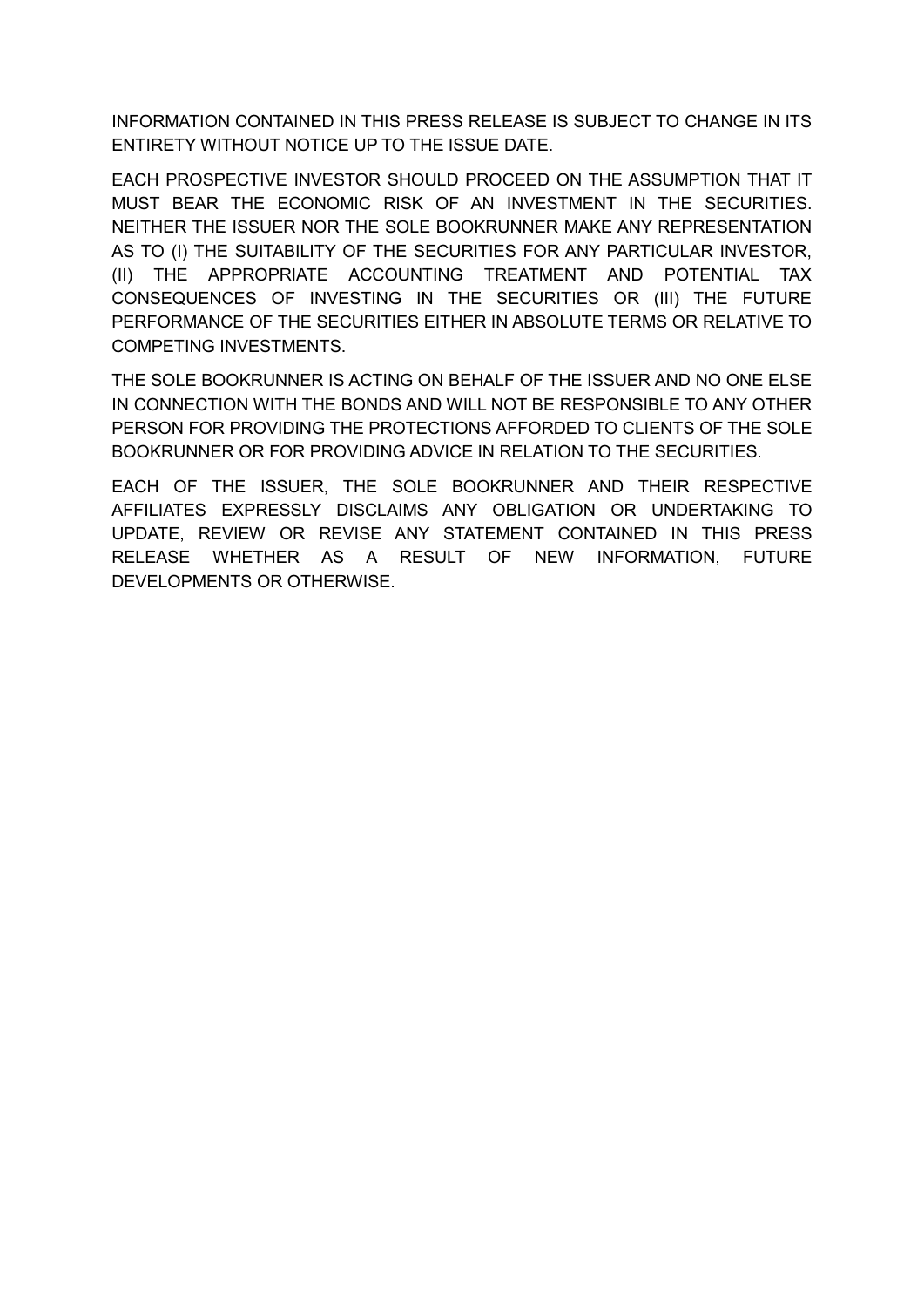INFORMATION CONTAINED IN THIS PRESS RELEASE IS SUBJECT TO CHANGE IN ITS ENTIRETY WITHOUT NOTICE UP TO THE ISSUE DATE.

EACH PROSPECTIVE INVESTOR SHOULD PROCEED ON THE ASSUMPTION THAT IT MUST BEAR THE ECONOMIC RISK OF AN INVESTMENT IN THE SECURITIES. NEITHER THE ISSUER NOR THE SOLE BOOKRUNNER MAKE ANY REPRESENTATION AS TO (I) THE SUITABILITY OF THE SECURITIES FOR ANY PARTICULAR INVESTOR, (II) THE APPROPRIATE ACCOUNTING TREATMENT AND POTENTIAL TAX CONSEQUENCES OF INVESTING IN THE SECURITIES OR (III) THE FUTURE PERFORMANCE OF THE SECURITIES EITHER IN ABSOLUTE TERMS OR RELATIVE TO COMPETING INVESTMENTS.

THE SOLE BOOKRUNNER IS ACTING ON BEHALF OF THE ISSUER AND NO ONE ELSE IN CONNECTION WITH THE BONDS AND WILL NOT BE RESPONSIBLE TO ANY OTHER PERSON FOR PROVIDING THE PROTECTIONS AFFORDED TO CLIENTS OF THE SOLE BOOKRUNNER OR FOR PROVIDING ADVICE IN RELATION TO THE SECURITIES.

EACH OF THE ISSUER, THE SOLE BOOKRUNNER AND THEIR RESPECTIVE AFFILIATES EXPRESSLY DISCLAIMS ANY OBLIGATION OR UNDERTAKING TO UPDATE, REVIEW OR REVISE ANY STATEMENT CONTAINED IN THIS PRESS RELEASE WHETHER AS A RESULT OF NEW INFORMATION, FUTURE DEVELOPMENTS OR OTHERWISE.